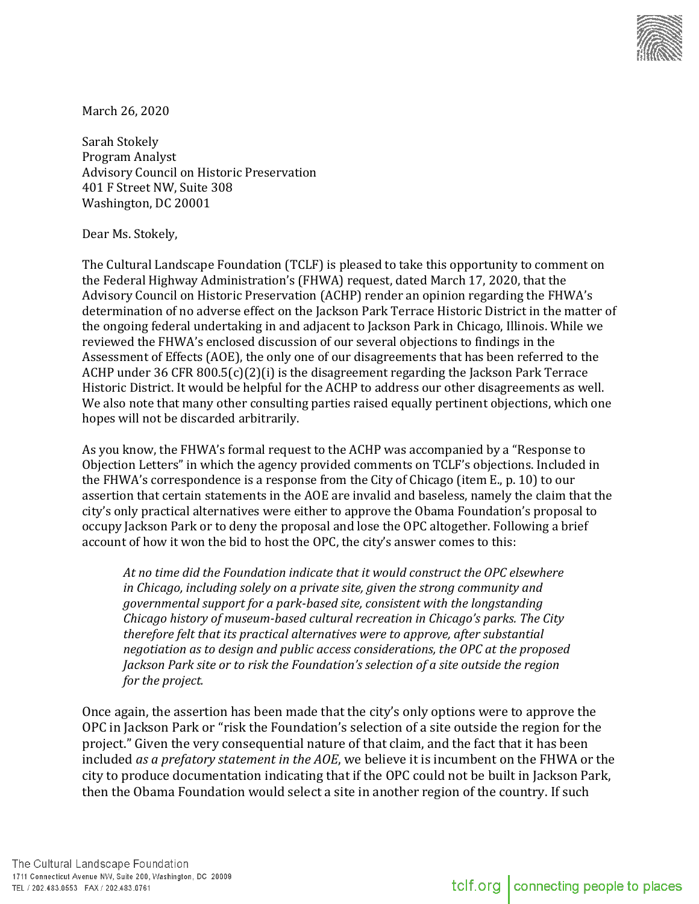March 26, 2020

Sarah Stokely
Program Analyst
Advisory Council on Historic Preservation
401 F Street NW, Suite 308
Washington, DC 20001

Dear Ms. Stokely,

The Cultural Landscape Foundation (TCLF) is pleased to take this opportunity to comment on the Federal Highway Administration's (FHWA) request, dated March 17, 2020, that the Advisory Council on Historic Preservation (ACHP) render an opinion regarding the FHWA's determination of no adverse effect on the Jackson Park Terrace Historic District in the matter of the ongoing federal undertaking in and adjacent to Jackson Park in Chicago, Illinois. While we reviewed the FHWA's enclosed discussion of our several objections to findings in the Assessment of Effects (AOE), the only one of our disagreements that has been referred to the ACHP under 36 CFR 800.5(c)(2)(i) is the disagreement regarding the Jackson Park Terrace Historic District. It would be helpful for the ACHP to address our other disagreements as well. We also note that many other consulting parties raised equally pertinent objections, which one hopes will not be discarded arbitrarily.

As you know, the FHWA's formal request to the ACHP was accompanied by a "Response to Objection Letters" in which the agency provided comments on TCLF's objections. Included in the FHWA's correspondence is a response from the City of Chicago (item E., p. 10) to our assertion that certain statements in the AOE are invalid and baseless, namely the claim that the city's only practical alternatives were either to approve the Obama Foundation's proposal to occupy Jackson Park or to deny the proposal and lose the OPC altogether. Following a brief account of how it won the bid to host the OPC, the city's answer comes to this:

> *At no time did the Foundation indicate that it would construct the OPC elsewhere in Chicago, including solely on a private site, given the strong community and governmental support for a park-based site, consistent with the longstanding Chicago history of museum-based cultural recreation in Chicago's parks. The City therefore felt that its practical alternatives were to approve, after substantial negotiation as to design and public access considerations, the OPC at the proposed Jackson Park site or to risk the Foundation's selection of a site outside the region for the project.*

Once again, the assertion has been made that the city's only options were to approve the OPC in Jackson Park or "risk the Foundation's selection of a site outside the region for the project." Given the very consequential nature of that claim, and the fact that it has been included *as a prefatory statement in the AOE*, we believe it is incumbent on the FHWA or the city to produce documentation indicating that if the OPC could not be built in Jackson Park, then the Obama Foundation would select a site in another region of the country. If such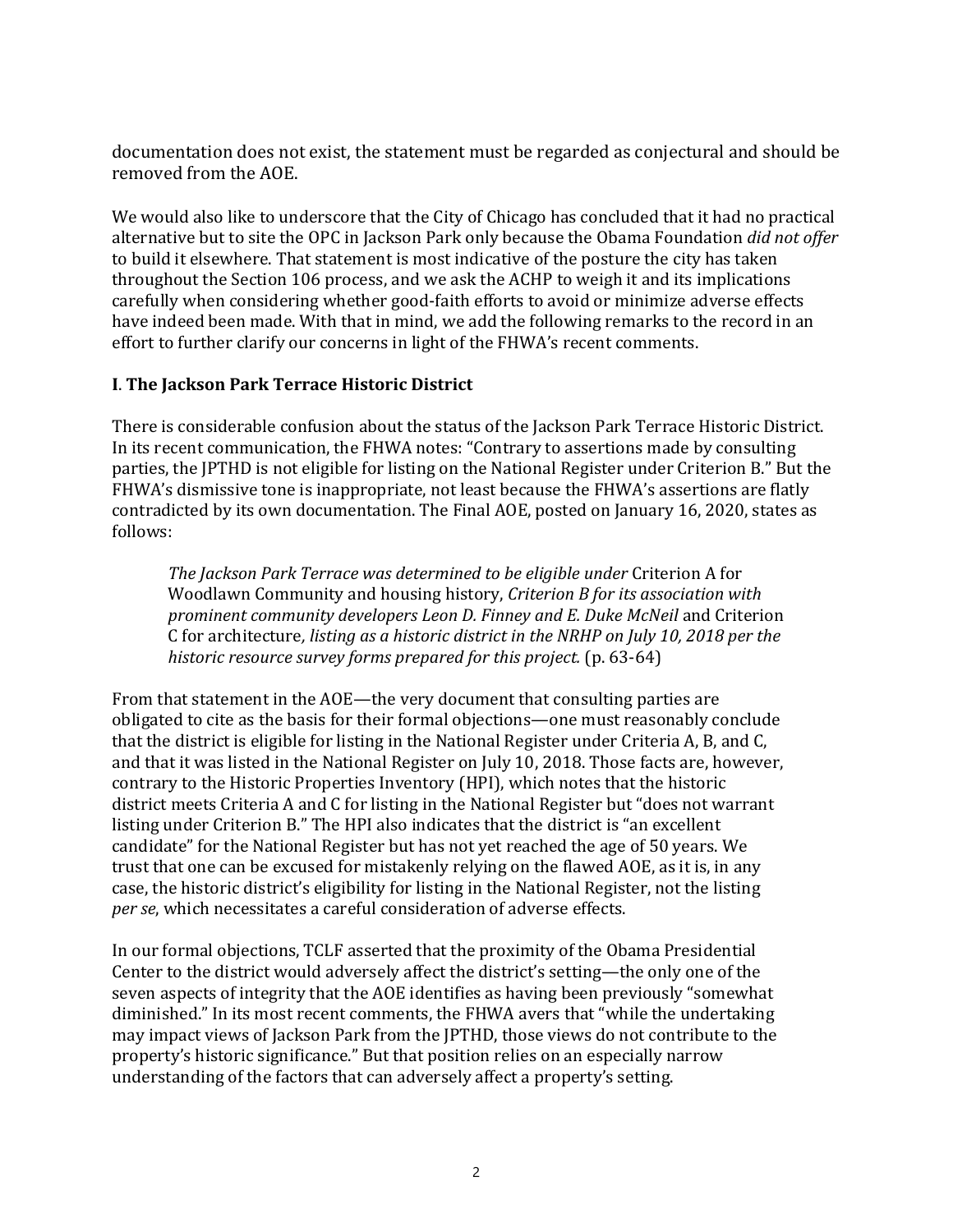documentation does not exist, the statement must be regarded as conjectural and should be removed from the AOE.

We would also like to underscore that the City of Chicago has concluded that it had no practical alternative but to site the OPC in Jackson Park only because the Obama Foundation *did not offer* to build it elsewhere. That statement is most indicative of the posture the city has taken throughout the Section 106 process, and we ask the ACHP to weigh it and its implications carefully when considering whether good-faith efforts to avoid or minimize adverse effects have indeed been made. With that in mind, we add the following remarks to the record in an effort to further clarify our concerns in light of the FHWA's recent comments.

## I. The Jackson Park Terrace Historic District

There is considerable confusion about the status of the Jackson Park Terrace Historic District. In its recent communication, the FHWA notes: "Contrary to assertions made by consulting parties, the JPTHD is not eligible for listing on the National Register under Criterion B." But the FHWA's dismissive tone is inappropriate, not least because the FHWA's assertions are flatly contradicted by its own documentation. The Final AOE, posted on January 16, 2020, states as follows:

> *The Jackson Park Terrace was determined to be eligible under* Criterion A for Woodlawn Community and housing history, *Criterion B for its association with prominent community developers Leon D. Finney and E. Duke McNeil* and Criterion C for architecture*, listing as a historic district in the NRHP on July 10, 2018 per the historic resource survey forms prepared for this project.* (p. 63-64)

From that statement in the AOE—the very document that consulting parties are obligated to cite as the basis for their formal objections—one must reasonably conclude that the district is eligible for listing in the National Register under Criteria A, B, and C, and that it was listed in the National Register on July 10, 2018. Those facts are, however, contrary to the Historic Properties Inventory (HPI), which notes that the historic district meets Criteria A and C for listing in the National Register but "does not warrant listing under Criterion B." The HPI also indicates that the district is "an excellent candidate" for the National Register but has not yet reached the age of 50 years. We trust that one can be excused for mistakenly relying on the flawed AOE, as it is, in any case, the historic district's eligibility for listing in the National Register, not the listing *per se*, which necessitates a careful consideration of adverse effects.

In our formal objections, TCLF asserted that the proximity of the Obama Presidential Center to the district would adversely affect the district's setting—the only one of the seven aspects of integrity that the AOE identifies as having been previously "somewhat diminished." In its most recent comments, the FHWA avers that "while the undertaking may impact views of Jackson Park from the JPTHD, those views do not contribute to the property's historic significance." But that position relies on an especially narrow understanding of the factors that can adversely affect a property's setting.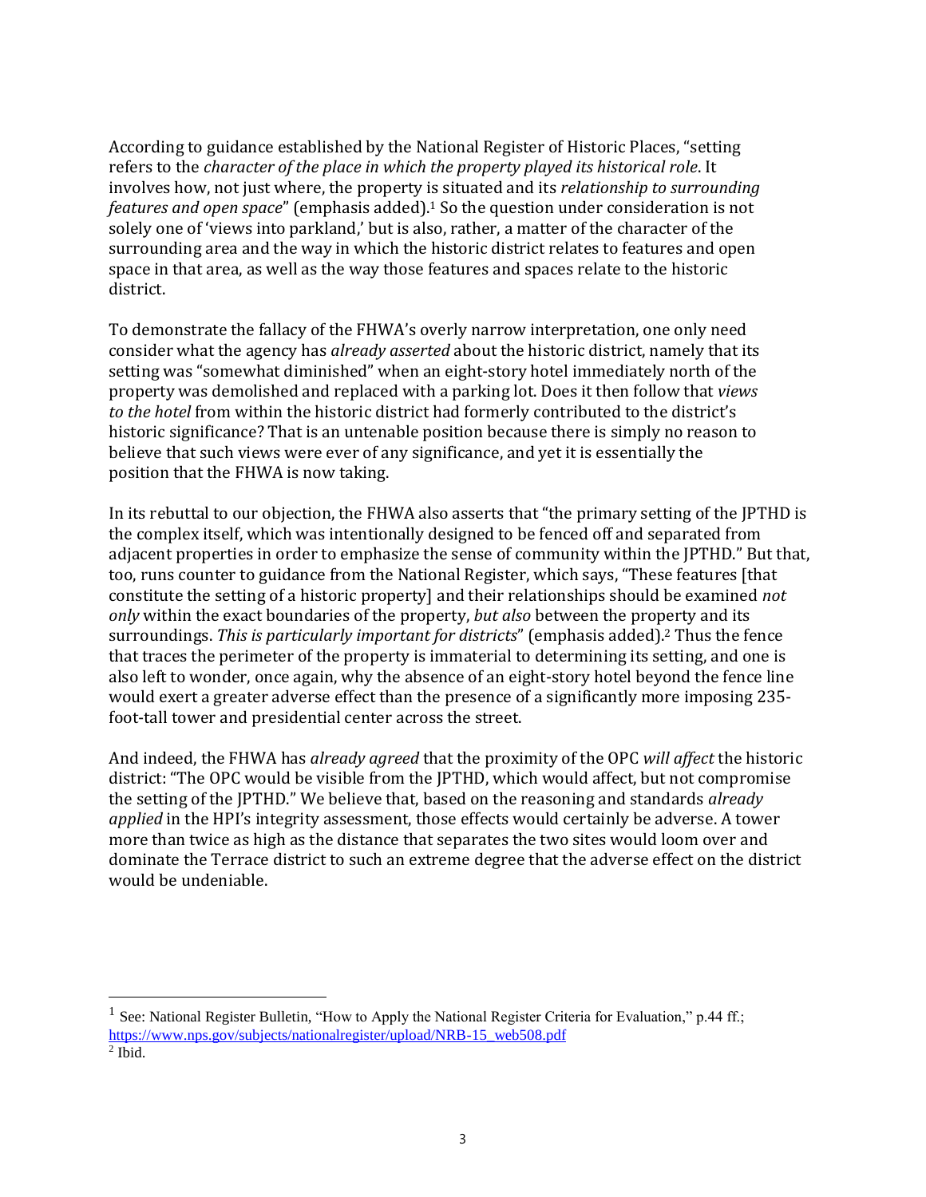According to guidance established by the National Register of Historic Places, "setting refers to the *character of the place in which the property played its historical role*. It involves how, not just where, the property is situated and its *relationship to surrounding features and open space*" (emphasis added).[1] So the question under consideration is not solely one of 'views into parkland,' but is also, rather, a matter of the character of the surrounding area and the way in which the historic district relates to features and open space in that area, as well as the way those features and spaces relate to the historic district.

To demonstrate the fallacy of the FHWA's overly narrow interpretation, one only need consider what the agency has *already asserted* about the historic district, namely that its setting was "somewhat diminished" when an eight-story hotel immediately north of the property was demolished and replaced with a parking lot. Does it then follow that *views to the hotel* from within the historic district had formerly contributed to the district's historic significance? That is an untenable position because there is simply no reason to believe that such views were ever of any significance, and yet it is essentially the position that the FHWA is now taking.

In its rebuttal to our objection, the FHWA also asserts that "the primary setting of the JPTHD is the complex itself, which was intentionally designed to be fenced off and separated from adjacent properties in order to emphasize the sense of community within the JPTHD." But that, too, runs counter to guidance from the National Register, which says, "These features [that constitute the setting of a historic property] and their relationships should be examined *not only* within the exact boundaries of the property, *but also* between the property and its surroundings. *This is particularly important for districts*" (emphasis added).[2] Thus the fence that traces the perimeter of the property is immaterial to determining its setting, and one is also left to wonder, once again, why the absence of an eight-story hotel beyond the fence line would exert a greater adverse effect than the presence of a significantly more imposing 235-foot-tall tower and presidential center across the street.

And indeed, the FHWA has *already agreed* that the proximity of the OPC *will affect* the historic district: "The OPC would be visible from the JPTHD, which would affect, but not compromise the setting of the JPTHD." We believe that, based on the reasoning and standards *already applied* in the HPI's integrity assessment, those effects would certainly be adverse. A tower more than twice as high as the distance that separates the two sites would loom over and dominate the Terrace district to such an extreme degree that the adverse effect on the district would be undeniable.

---

[1] See: National Register Bulletin, "How to Apply the National Register Criteria for Evaluation," p.44 ff.; https://www.nps.gov/subjects/nationalregister/upload/NRB-15_web508.pdf

[2] Ibid.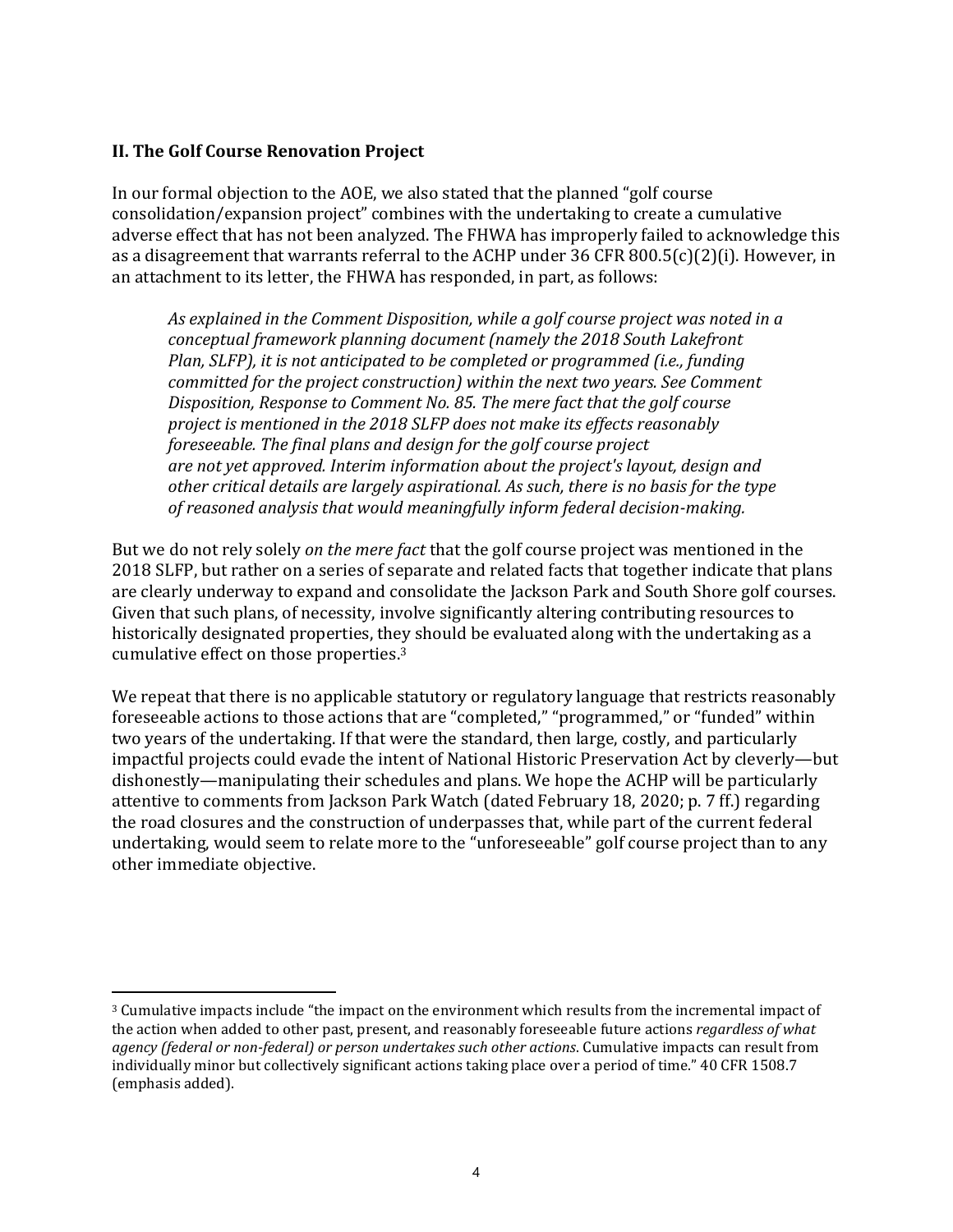## II. The Golf Course Renovation Project

In our formal objection to the AOE, we also stated that the planned "golf course consolidation/expansion project" combines with the undertaking to create a cumulative adverse effect that has not been analyzed. The FHWA has improperly failed to acknowledge this as a disagreement that warrants referral to the ACHP under 36 CFR 800.5(c)(2)(i). However, in an attachment to its letter, the FHWA has responded, in part, as follows:

> *As explained in the Comment Disposition, while a golf course project was noted in a conceptual framework planning document (namely the 2018 South Lakefront Plan, SLFP), it is not anticipated to be completed or programmed (i.e., funding committed for the project construction) within the next two years. See Comment Disposition, Response to Comment No. 85. The mere fact that the golf course project is mentioned in the 2018 SLFP does not make its effects reasonably foreseeable. The final plans and design for the golf course project are not yet approved. Interim information about the project's layout, design and other critical details are largely aspirational. As such, there is no basis for the type of reasoned analysis that would meaningfully inform federal decision-making.*

But we do not rely solely *on the mere fact* that the golf course project was mentioned in the 2018 SLFP, but rather on a series of separate and related facts that together indicate that plans are clearly underway to expand and consolidate the Jackson Park and South Shore golf courses. Given that such plans, of necessity, involve significantly altering contributing resources to historically designated properties, they should be evaluated along with the undertaking as a cumulative effect on those properties.[3]

We repeat that there is no applicable statutory or regulatory language that restricts reasonably foreseeable actions to those actions that are "completed," "programmed," or "funded" within two years of the undertaking. If that were the standard, then large, costly, and particularly impactful projects could evade the intent of National Historic Preservation Act by cleverly—but dishonestly—manipulating their schedules and plans. We hope the ACHP will be particularly attentive to comments from Jackson Park Watch (dated February 18, 2020; p. 7 ff.) regarding the road closures and the construction of underpasses that, while part of the current federal undertaking, would seem to relate more to the "unforeseeable" golf course project than to any other immediate objective.

---

[3] Cumulative impacts include "the impact on the environment which results from the incremental impact of the action when added to other past, present, and reasonably foreseeable future actions *regardless of what agency (federal or non-federal) or person undertakes such other actions*. Cumulative impacts can result from individually minor but collectively significant actions taking place over a period of time." 40 CFR 1508.7 (emphasis added).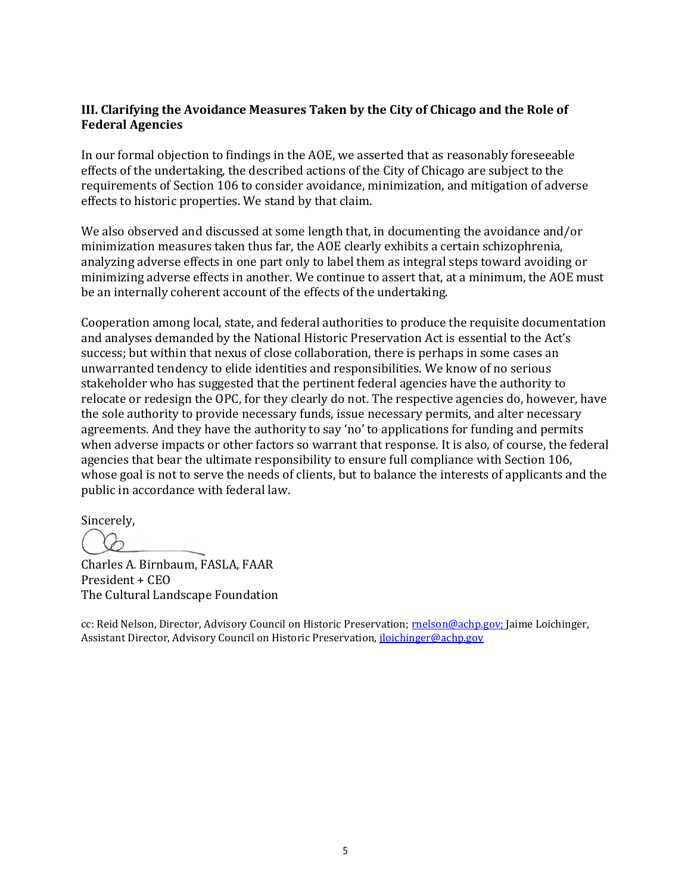### III. Clarifying the Avoidance Measures Taken by the City of Chicago and the Role of Federal Agencies

In our formal objection to findings in the AOE, we asserted that as reasonably foreseeable effects of the undertaking, the described actions of the City of Chicago are subject to the requirements of Section 106 to consider avoidance, minimization, and mitigation of adverse effects to historic properties. We stand by that claim.

We also observed and discussed at some length that, in documenting the avoidance and/or minimization measures taken thus far, the AOE clearly exhibits a certain schizophrenia, analyzing adverse effects in one part only to label them as integral steps toward avoiding or minimizing adverse effects in another. We continue to assert that, at a minimum, the AOE must be an internally coherent account of the effects of the undertaking.

Cooperation among local, state, and federal authorities to produce the requisite documentation and analyses demanded by the National Historic Preservation Act is essential to the Act's success; but within that nexus of close collaboration, there is perhaps in some cases an unwarranted tendency to elide identities and responsibilities. We know of no serious stakeholder who has suggested that the pertinent federal agencies have the authority to relocate or redesign the OPC, for they clearly do not. The respective agencies do, however, have the sole authority to provide necessary funds, issue necessary permits, and alter necessary agreements. And they have the authority to say 'no' to applications for funding and permits when adverse impacts or other factors so warrant that response. It is also, of course, the federal agencies that bear the ultimate responsibility to ensure full compliance with Section 106, whose goal is not to serve the needs of clients, but to balance the interests of applicants and the public in accordance with federal law.

Sincerely,

Charles A. Birnbaum, FASLA, FAAR
President + CEO
The Cultural Landscape Foundation

cc: Reid Nelson, Director, Advisory Council on Historic Preservation; rnelson@achp.gov; Jaime Loichinger, Assistant Director, Advisory Council on Historic Preservation, jloichinger@achp.gov